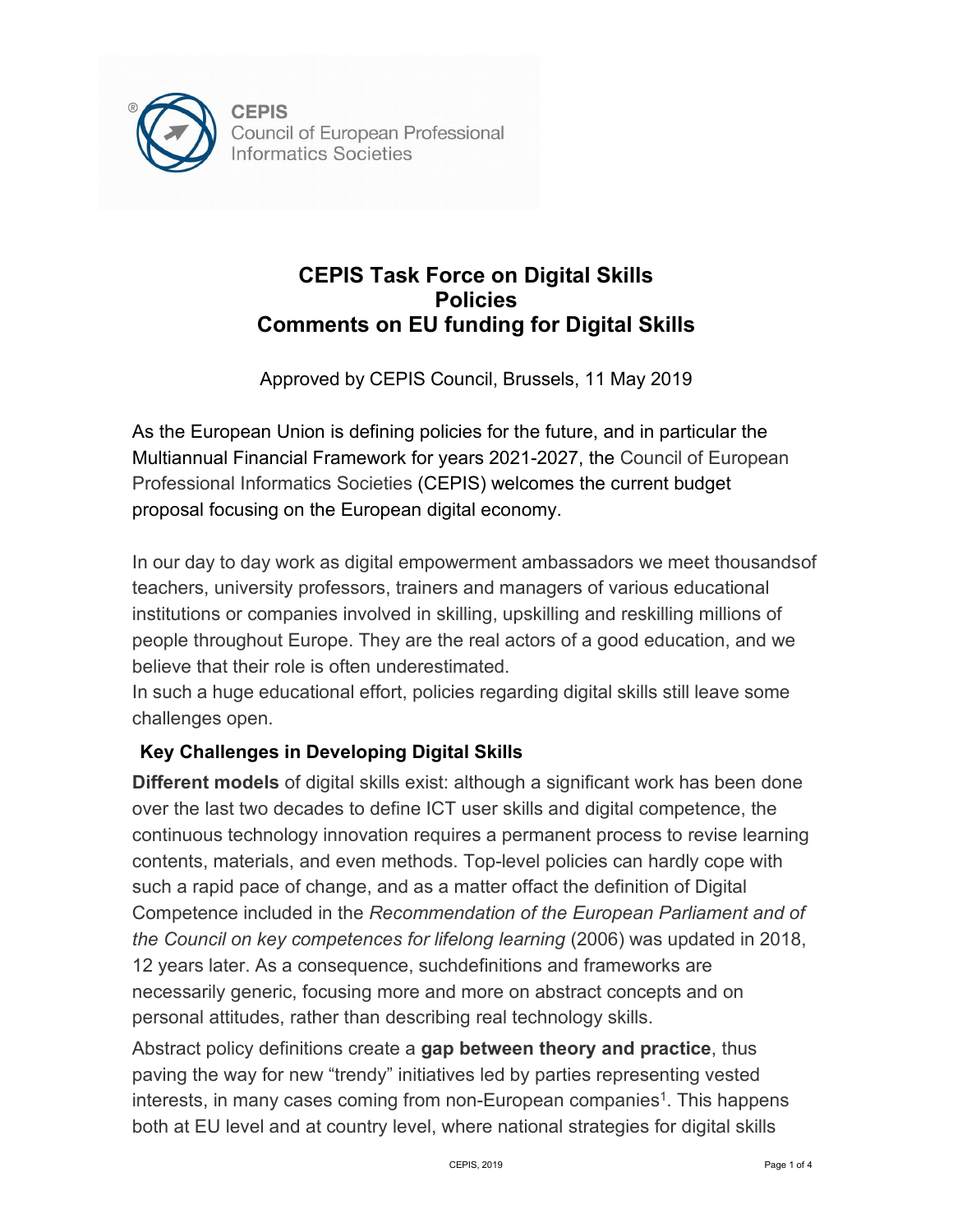CEPIS
Council of European Professional Informatics Societies

# CEPIS Task Force on Digital Skills Policies Comments on EU funding for Digital Skills

Approved by CEPIS Council, Brussels, 11 May 2019

As the European Union is defining policies for the future, and in particular the Multiannual Financial Framework for years 2021-2027, the Council of European Professional Informatics Societies (CEPIS) welcomes the current budget proposal focusing on the European digital economy.

In our day to day work as digital empowerment ambassadors we meet thousandsof teachers, university professors, trainers and managers of various educational institutions or companies involved in skilling, upskilling and reskilling millions of people throughout Europe. They are the real actors of a good education, and we believe that their role is often underestimated.
In such a huge educational effort, policies regarding digital skills still leave some challenges open.

## Key Challenges in Developing Digital Skills

**Different models** of digital skills exist: although a significant work has been done over the last two decades to define ICT user skills and digital competence, the continuous technology innovation requires a permanent process to revise learning contents, materials, and even methods. Top-level policies can hardly cope with such a rapid pace of change, and as a matter offact the definition of Digital Competence included in the *Recommendation of the European Parliament and of the Council on key competences for lifelong learning* (2006) was updated in 2018, 12 years later. As a consequence, suchdefinitions and frameworks are necessarily generic, focusing more and more on abstract concepts and on personal attitudes, rather than describing real technology skills.

Abstract policy definitions create a **gap between theory and practice**, thus paving the way for new "trendy" initiatives led by parties representing vested interests, in many cases coming from non-European companies[1]. This happens both at EU level and at country level, where national strategies for digital skills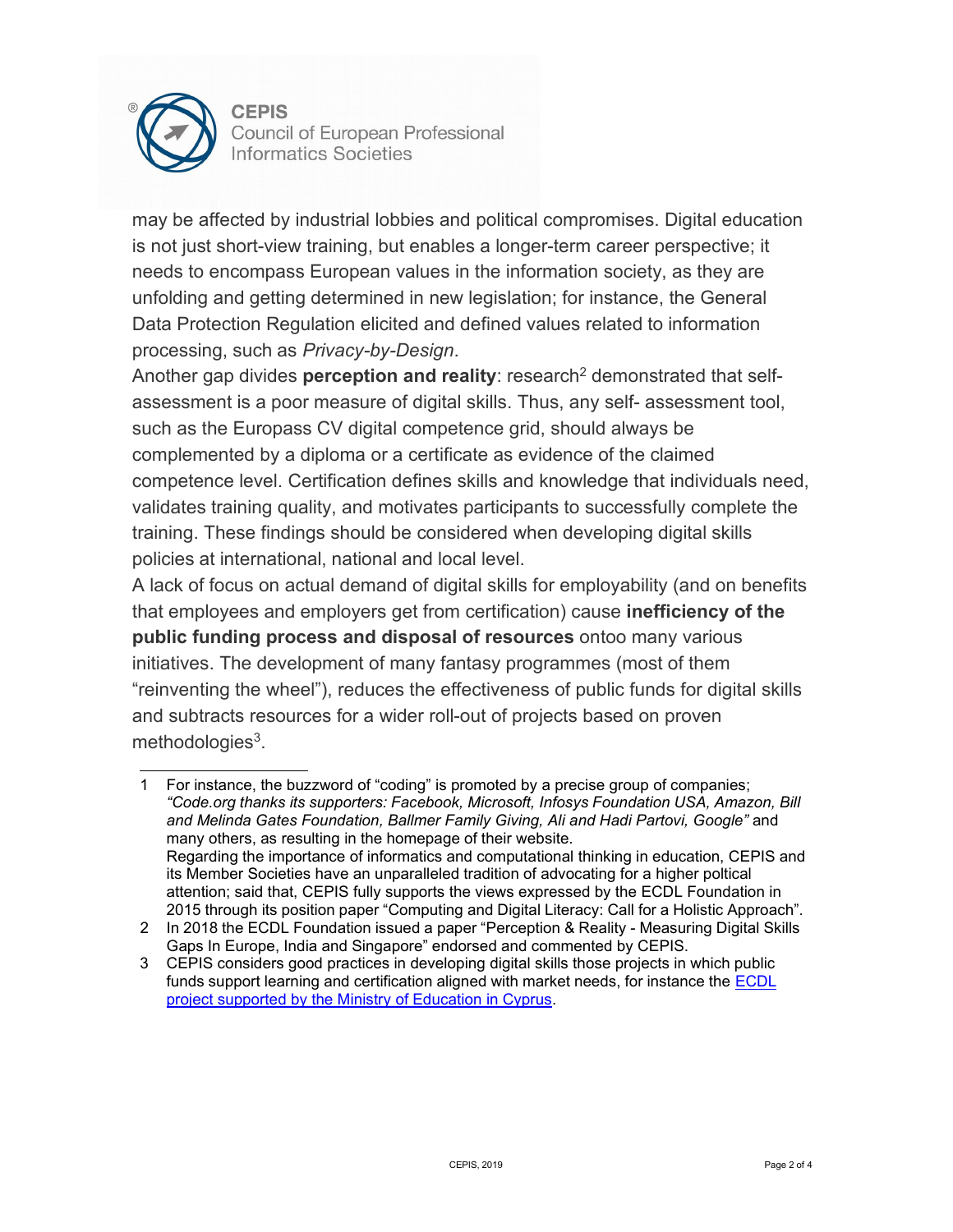may be affected by industrial lobbies and political compromises. Digital education is not just short-view training, but enables a longer-term career perspective; it needs to encompass European values in the information society, as they are unfolding and getting determined in new legislation; for instance, the General Data Protection Regulation elicited and defined values related to information processing, such as *Privacy-by-Design*.

Another gap divides **perception and reality**: research[2] demonstrated that self-assessment is a poor measure of digital skills. Thus, any self- assessment tool, such as the Europass CV digital competence grid, should always be complemented by a diploma or a certificate as evidence of the claimed competence level. Certification defines skills and knowledge that individuals need, validates training quality, and motivates participants to successfully complete the training. These findings should be considered when developing digital skills policies at international, national and local level.

A lack of focus on actual demand of digital skills for employability (and on benefits that employees and employers get from certification) cause **inefficiency of the public funding process and disposal of resources** ontoo many various initiatives. The development of many fantasy programmes (most of them "reinventing the wheel"), reduces the effectiveness of public funds for digital skills and subtracts resources for a wider roll-out of projects based on proven methodologies[3].

---

1 For instance, the buzzword of "coding" is promoted by a precise group of companies; *"Code.org thanks its supporters: Facebook, Microsoft, Infosys Foundation USA, Amazon, Bill and Melinda Gates Foundation, Ballmer Family Giving, Ali and Hadi Partovi, Google"* and many others, as resulting in the homepage of their website.
Regarding the importance of informatics and computational thinking in education, CEPIS and its Member Societies have an unparalleled tradition of advocating for a higher poltical attention; said that, CEPIS fully supports the views expressed by the ECDL Foundation in 2015 through its position paper "Computing and Digital Literacy: Call for a Holistic Approach".

2 In 2018 the ECDL Foundation issued a paper "Perception & Reality - Measuring Digital Skills Gaps In Europe, India and Singapore" endorsed and commented by CEPIS.

3 CEPIS considers good practices in developing digital skills those projects in which public funds support learning and certification aligned with market needs, for instance the ECDL project supported by the Ministry of Education in Cyprus.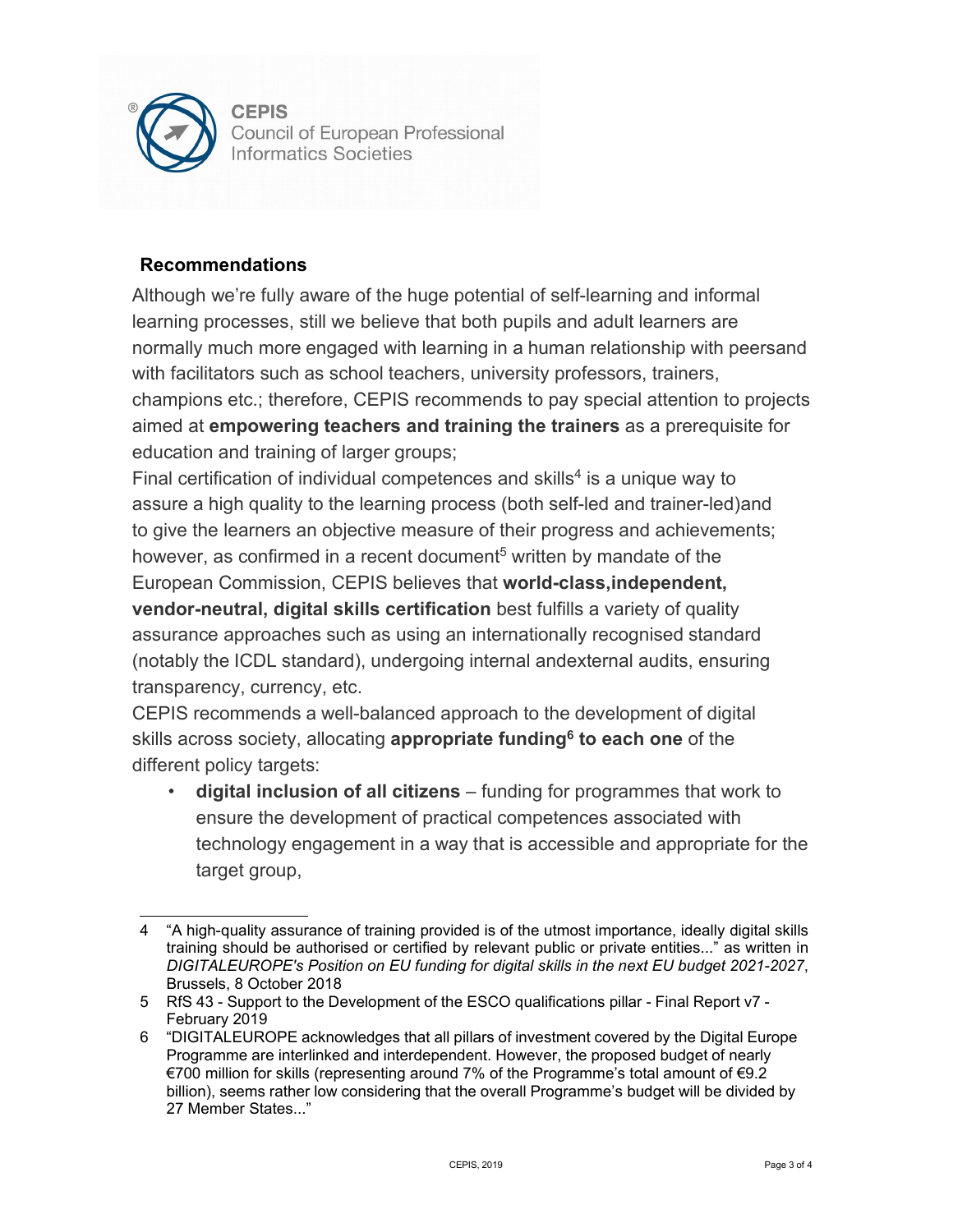## Recommendations

Although we're fully aware of the huge potential of self-learning and informal learning processes, still we believe that both pupils and adult learners are normally much more engaged with learning in a human relationship with peersand with facilitators such as school teachers, university professors, trainers, champions etc.; therefore, CEPIS recommends to pay special attention to projects aimed at **empowering teachers and training the trainers** as a prerequisite for education and training of larger groups;

Final certification of individual competences and skills[4] is a unique way to assure a high quality to the learning process (both self-led and trainer-led)and to give the learners an objective measure of their progress and achievements; however, as confirmed in a recent document[5] written by mandate of the European Commission, CEPIS believes that **world-class,independent, vendor-neutral, digital skills certification** best fulfills a variety of quality assurance approaches such as using an internationally recognised standard (notably the ICDL standard), undergoing internal andexternal audits, ensuring transparency, currency, etc.

CEPIS recommends a well-balanced approach to the development of digital skills across society, allocating **appropriate funding[6] to each one** of the different policy targets:

- **digital inclusion of all citizens** – funding for programmes that work to ensure the development of practical competences associated with technology engagement in a way that is accessible and appropriate for the target group,

---

4 "A high-quality assurance of training provided is of the utmost importance, ideally digital skills training should be authorised or certified by relevant public or private entities..." as written in *DIGITALEUROPE's Position on EU funding for digital skills in the next EU budget 2021-2027*, Brussels, 8 October 2018

5 RfS 43 - Support to the Development of the ESCO qualifications pillar - Final Report v7 - February 2019

6 "DIGITALEUROPE acknowledges that all pillars of investment covered by the Digital Europe Programme are interlinked and interdependent. However, the proposed budget of nearly €700 million for skills (representing around 7% of the Programme's total amount of €9.2 billion), seems rather low considering that the overall Programme's budget will be divided by 27 Member States..."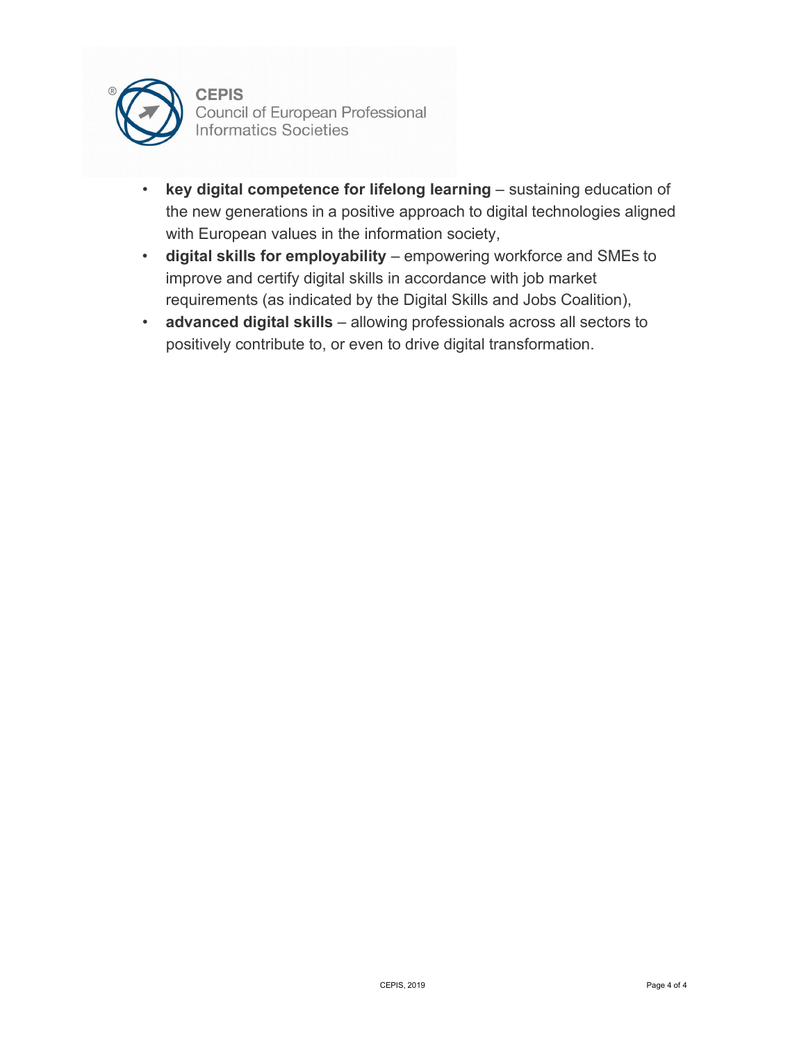- **key digital competence for lifelong learning** – sustaining education of the new generations in a positive approach to digital technologies aligned with European values in the information society,
- **digital skills for employability** – empowering workforce and SMEs to improve and certify digital skills in accordance with job market requirements (as indicated by the Digital Skills and Jobs Coalition),
- **advanced digital skills** – allowing professionals across all sectors to positively contribute to, or even to drive digital transformation.